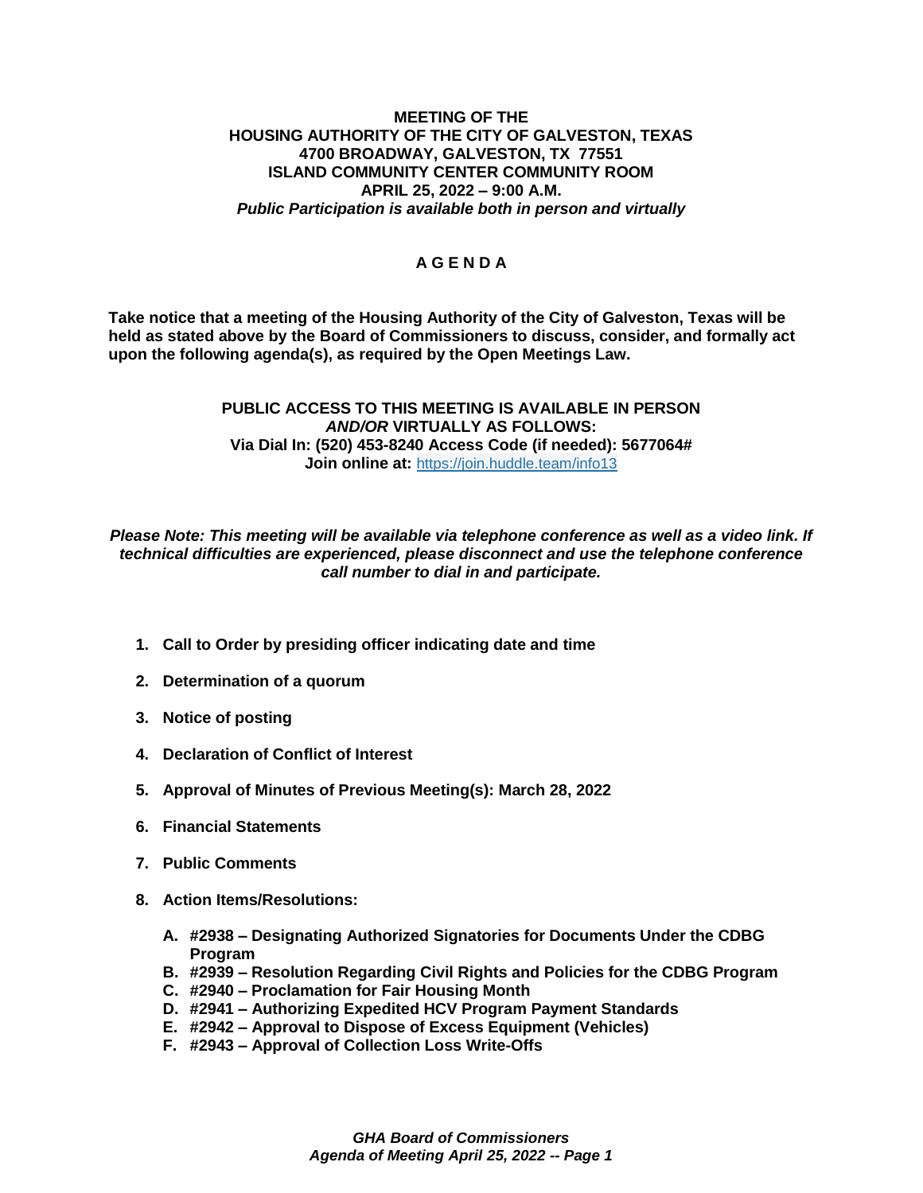**MEETING OF THE**
**HOUSING AUTHORITY OF THE CITY OF GALVESTON, TEXAS**
**4700 BROADWAY, GALVESTON, TX 77551**
**ISLAND COMMUNITY CENTER COMMUNITY ROOM**
**APRIL 25, 2022 – 9:00 A.M.**
***Public Participation is available both in person and virtually***

# A G E N D A

**Take notice that a meeting of the Housing Authority of the City of Galveston, Texas will be held as stated above by the Board of Commissioners to discuss, consider, and formally act upon the following agenda(s), as required by the Open Meetings Law.**

**PUBLIC ACCESS TO THIS MEETING IS AVAILABLE IN PERSON *AND/OR* VIRTUALLY AS FOLLOWS:**
**Via Dial In: (520) 453-8240 Access Code (if needed): 5677064#**
**Join online at:** https://join.huddle.team/info13

***Please Note: This meeting will be available via telephone conference as well as a video link. If technical difficulties are experienced, please disconnect and use the telephone conference call number to dial in and participate.***

1. **Call to Order by presiding officer indicating date and time**
2. **Determination of a quorum**
3. **Notice of posting**
4. **Declaration of Conflict of Interest**
5. **Approval of Minutes of Previous Meeting(s): March 28, 2022**
6. **Financial Statements**
7. **Public Comments**
8. **Action Items/Resolutions:**
   - **A. #2938 – Designating Authorized Signatories for Documents Under the CDBG Program**
   - **B. #2939 – Resolution Regarding Civil Rights and Policies for the CDBG Program**
   - **C. #2940 – Proclamation for Fair Housing Month**
   - **D. #2941 – Authorizing Expedited HCV Program Payment Standards**
   - **E. #2942 – Approval to Dispose of Excess Equipment (Vehicles)**
   - **F. #2943 – Approval of Collection Loss Write-Offs**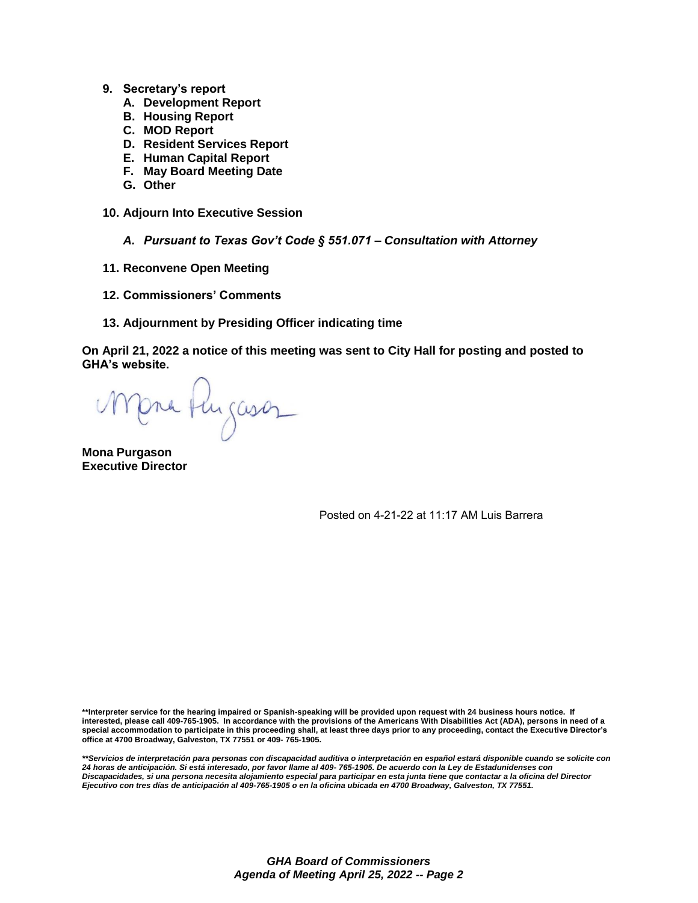**9. Secretary's report**

- **A. Development Report**
- **B. Housing Report**
- **C. MOD Report**
- **D. Resident Services Report**
- **E. Human Capital Report**
- **F. May Board Meeting Date**
- **G. Other**

**10. Adjourn Into Executive Session**

- ***A. Pursuant to Texas Gov't Code § 551.071 – Consultation with Attorney***

**11. Reconvene Open Meeting**

**12. Commissioners' Comments**

**13. Adjournment by Presiding Officer indicating time**

**On April 21, 2022 a notice of this meeting was sent to City Hall for posting and posted to GHA's website.**

Mona Purgason

**Mona Purgason**
**Executive Director**

Posted on 4-21-22 at 11:17 AM Luis Barrera

**\*\*Interpreter service for the hearing impaired or Spanish-speaking will be provided upon request with 24 business hours notice. If interested, please call 409-765-1905. In accordance with the provisions of the Americans With Disabilities Act (ADA), persons in need of a special accommodation to participate in this proceeding shall, at least three days prior to any proceeding, contact the Executive Director's office at 4700 Broadway, Galveston, TX 77551 or 409- 765-1905.**

***\*\*Servicios de interpretación para personas con discapacidad auditiva o interpretación en español estará disponible cuando se solicite con 24 horas de anticipación. Si está interesado, por favor llame al 409- 765-1905. De acuerdo con la Ley de Estadunidenses con Discapacidades, si una persona necesita alojamiento especial para participar en esta junta tiene que contactar a la oficina del Director Ejecutivo con tres días de anticipación al 409-765-1905 o en la oficina ubicada en 4700 Broadway, Galveston, TX 77551.***